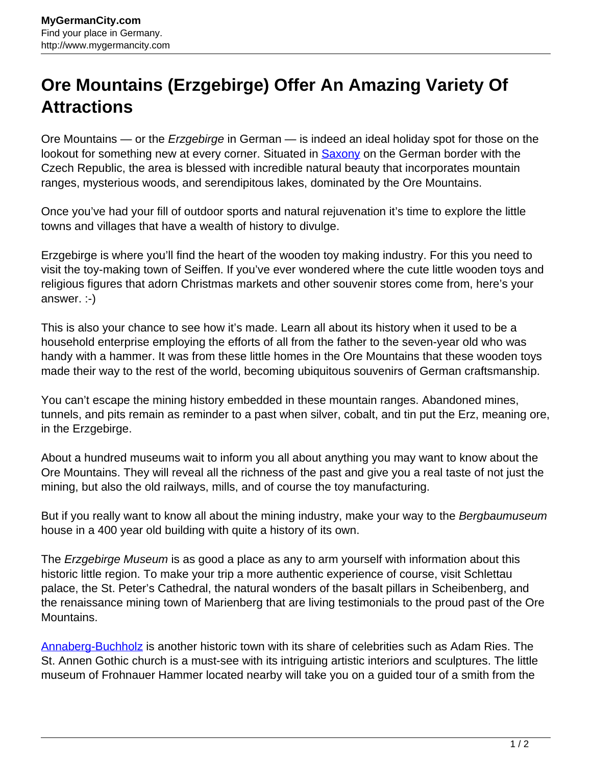# Ore Mountains (Erzgebirge) Offer An Amazing Variety Of Attractions

Ore Mountains — or the *Erzgebirge* in German — is indeed an ideal holiday spot for those on the lookout for something new at every corner. Situated in Saxony on the German border with the Czech Republic, the area is blessed with incredible natural beauty that incorporates mountain ranges, mysterious woods, and serendipitous lakes, dominated by the Ore Mountains.

Once you've had your fill of outdoor sports and natural rejuvenation it's time to explore the little towns and villages that have a wealth of history to divulge.

Erzgebirge is where you'll find the heart of the wooden toy making industry. For this you need to visit the toy-making town of Seiffen. If you've ever wondered where the cute little wooden toys and religious figures that adorn Christmas markets and other souvenir stores come from, here's your answer. :-)

This is also your chance to see how it's made. Learn all about its history when it used to be a household enterprise employing the efforts of all from the father to the seven-year old who was handy with a hammer. It was from these little homes in the Ore Mountains that these wooden toys made their way to the rest of the world, becoming ubiquitous souvenirs of German craftsmanship.

You can't escape the mining history embedded in these mountain ranges. Abandoned mines, tunnels, and pits remain as reminder to a past when silver, cobalt, and tin put the Erz, meaning ore, in the Erzgebirge.

About a hundred museums wait to inform you all about anything you may want to know about the Ore Mountains. They will reveal all the richness of the past and give you a real taste of not just the mining, but also the old railways, mills, and of course the toy manufacturing.

But if you really want to know all about the mining industry, make your way to the *Bergbaumuseum* house in a 400 year old building with quite a history of its own.

The *Erzgebirge Museum* is as good a place as any to arm yourself with information about this historic little region. To make your trip a more authentic experience of course, visit Schlettau palace, the St. Peter's Cathedral, the natural wonders of the basalt pillars in Scheibenberg, and the renaissance mining town of Marienberg that are living testimonials to the proud past of the Ore Mountains.

Annaberg-Buchholz is another historic town with its share of celebrities such as Adam Ries. The St. Annen Gothic church is a must-see with its intriguing artistic interiors and sculptures. The little museum of Frohnauer Hammer located nearby will take you on a guided tour of a smith from the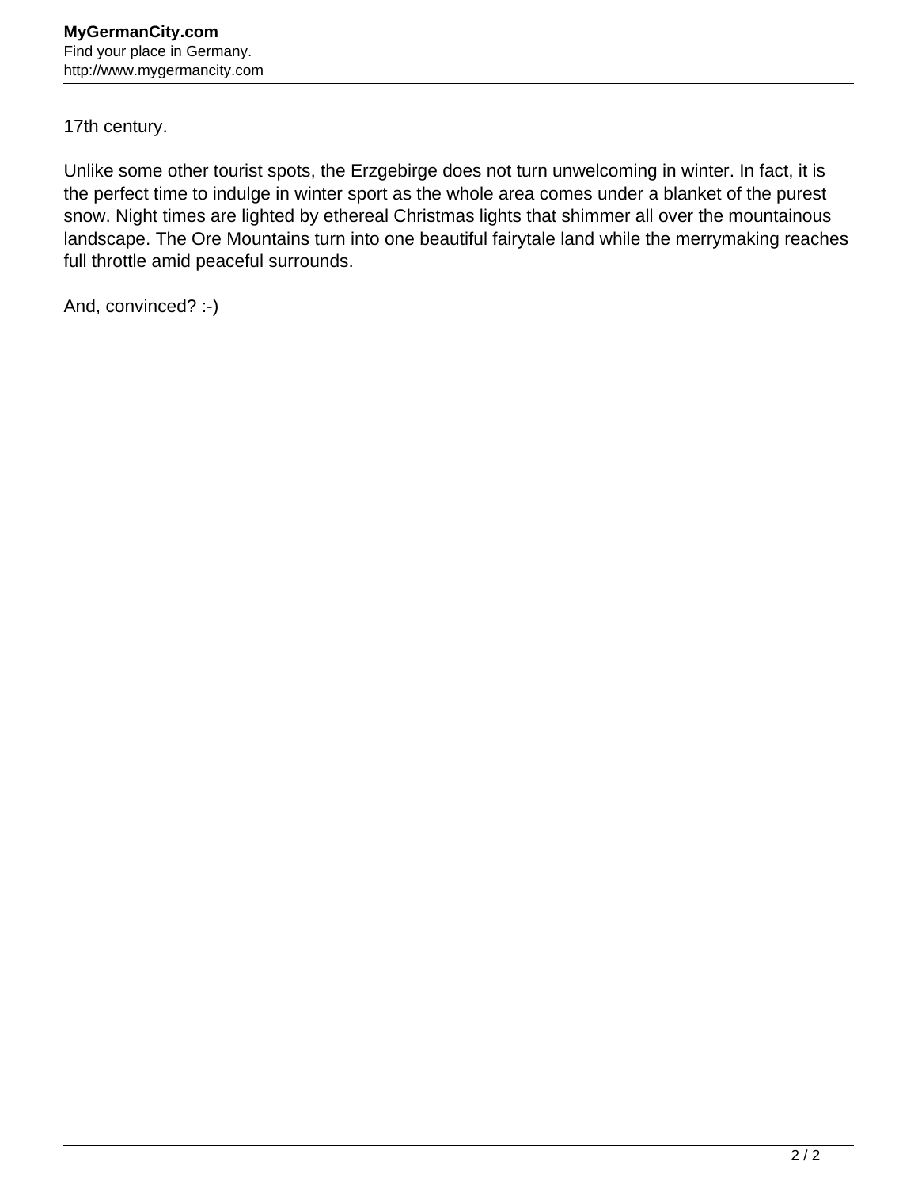17th century.

Unlike some other tourist spots, the Erzgebirge does not turn unwelcoming in winter. In fact, it is the perfect time to indulge in winter sport as the whole area comes under a blanket of the purest snow. Night times are lighted by ethereal Christmas lights that shimmer all over the mountainous landscape. The Ore Mountains turn into one beautiful fairytale land while the merrymaking reaches full throttle amid peaceful surrounds.

And, convinced? :-)